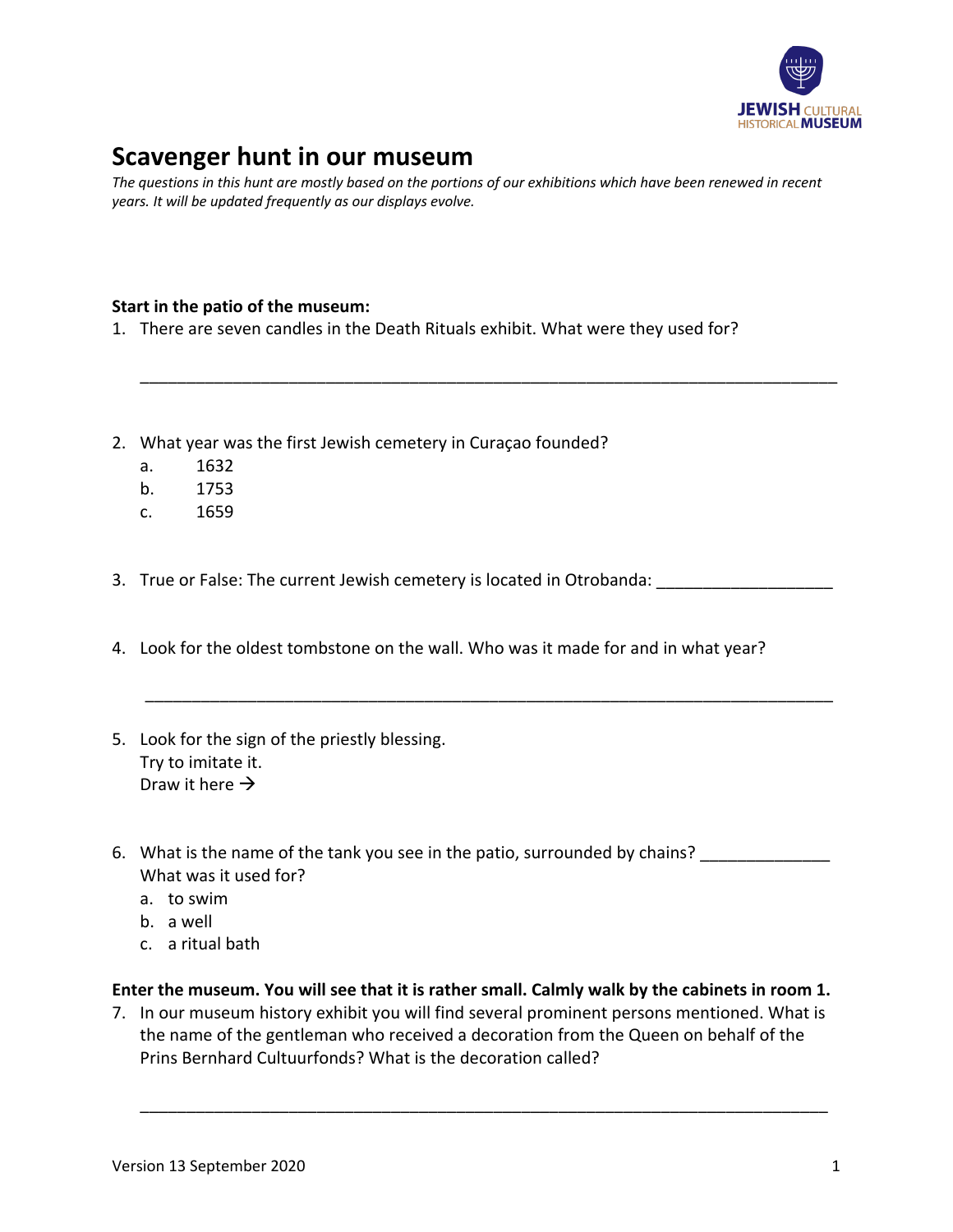JEWISH CULTURAL HISTORICAL MUSEUM

# Scavenger hunt in our museum

*The questions in this hunt are mostly based on the portions of our exhibitions which have been renewed in recent years. It will be updated frequently as our displays evolve.*

**Start in the patio of the museum:**

1. There are seven candles in the Death Rituals exhibit. What were they used for?

   ___________________________________________________________________________

2. What year was the first Jewish cemetery in Curaçao founded?
   a. 1632
   b. 1753
   c. 1659

3. True or False: The current Jewish cemetery is located in Otrobanda: __________________

4. Look for the oldest tombstone on the wall. Who was it made for and in what year?

   ___________________________________________________________________________

5. Look for the sign of the priestly blessing.
   Try to imitate it.
   Draw it here →

6. What is the name of the tank you see in the patio, surrounded by chains? _____________
   What was it used for?
   a. to swim
   b. a well
   c. a ritual bath

**Enter the museum. You will see that it is rather small. Calmly walk by the cabinets in room 1.**

7. In our museum history exhibit you will find several prominent persons mentioned. What is the name of the gentleman who received a decoration from the Queen on behalf of the Prins Bernhard Cultuurfonds? What is the decoration called?

   ___________________________________________________________________________

Version 13 September 2020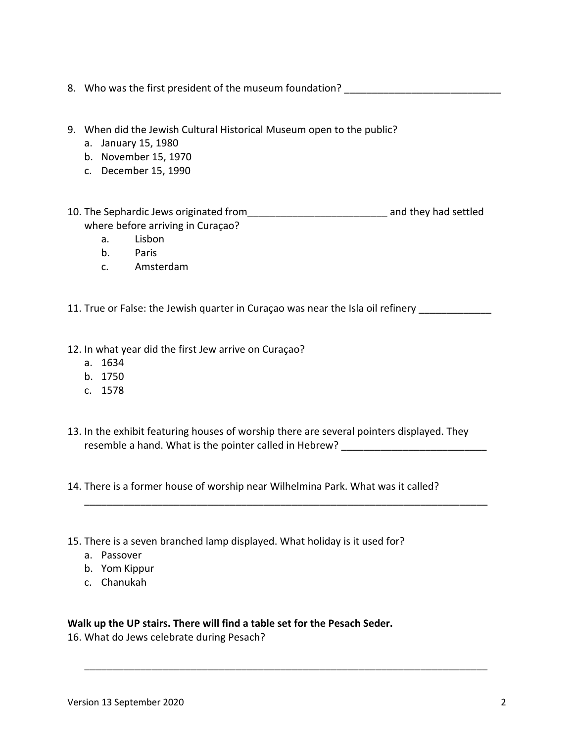8. Who was the first president of the museum foundation? ____________________________

9. When did the Jewish Cultural Historical Museum open to the public?
   a. January 15, 1980
   b. November 15, 1970
   c. December 15, 1990

10. The Sephardic Jews originated from_________________________ and they had settled where before arriving in Curaçao?
    a. Lisbon
    b. Paris
    c. Amsterdam

11. True or False: the Jewish quarter in Curaçao was near the Isla oil refinery _____________

12. In what year did the first Jew arrive on Curaçao?
    a. 1634
    b. 1750
    c. 1578

13. In the exhibit featuring houses of worship there are several pointers displayed. They resemble a hand. What is the pointer called in Hebrew? __________________________

14. There is a former house of worship near Wilhelmina Park. What was it called?
    ____________________________________________________________________________

15. There is a seven branched lamp displayed. What holiday is it used for?
    a. Passover
    b. Yom Kippur
    c. Chanukah

**Walk up the UP stairs. There will find a table set for the Pesach Seder.**

16. What do Jews celebrate during Pesach?

    ____________________________________________________________________________

Version 13 September 2020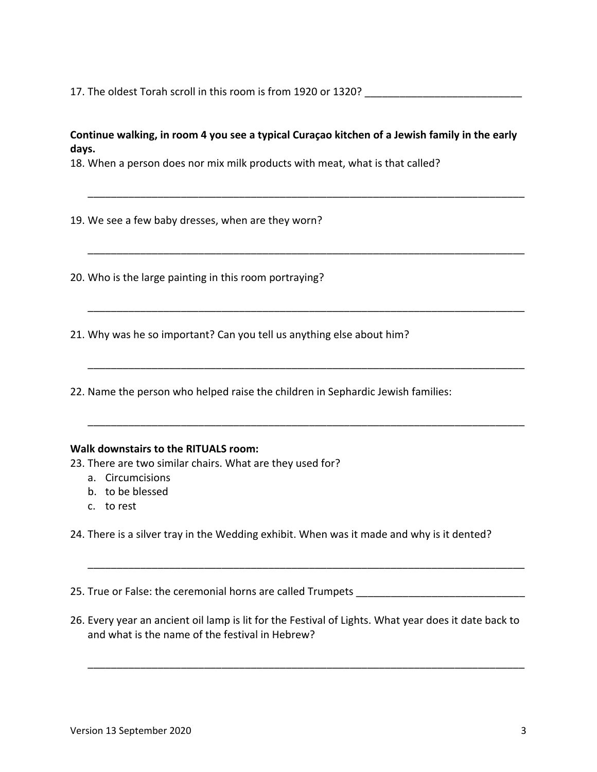17. The oldest Torah scroll in this room is from 1920 or 1320? ___________________________

**Continue walking, in room 4 you see a typical Curaçao kitchen of a Jewish family in the early days.**

18. When a person does nor mix milk products with meat, what is that called?

______________________________________________________________________________

19. We see a few baby dresses, when are they worn?

______________________________________________________________________________

20. Who is the large painting in this room portraying?

______________________________________________________________________________

21. Why was he so important? Can you tell us anything else about him?

______________________________________________________________________________

22. Name the person who helped raise the children in Sephardic Jewish families:

______________________________________________________________________________

**Walk downstairs to the RITUALS room:**

23. There are two similar chairs. What are they used for?
    a. Circumcisions
    b. to be blessed
    c. to rest

24. There is a silver tray in the Wedding exhibit. When was it made and why is it dented?

______________________________________________________________________________

25. True or False: the ceremonial horns are called Trumpets _____________________________

26. Every year an ancient oil lamp is lit for the Festival of Lights. What year does it date back to and what is the name of the festival in Hebrew?

______________________________________________________________________________

Version 13 September 2020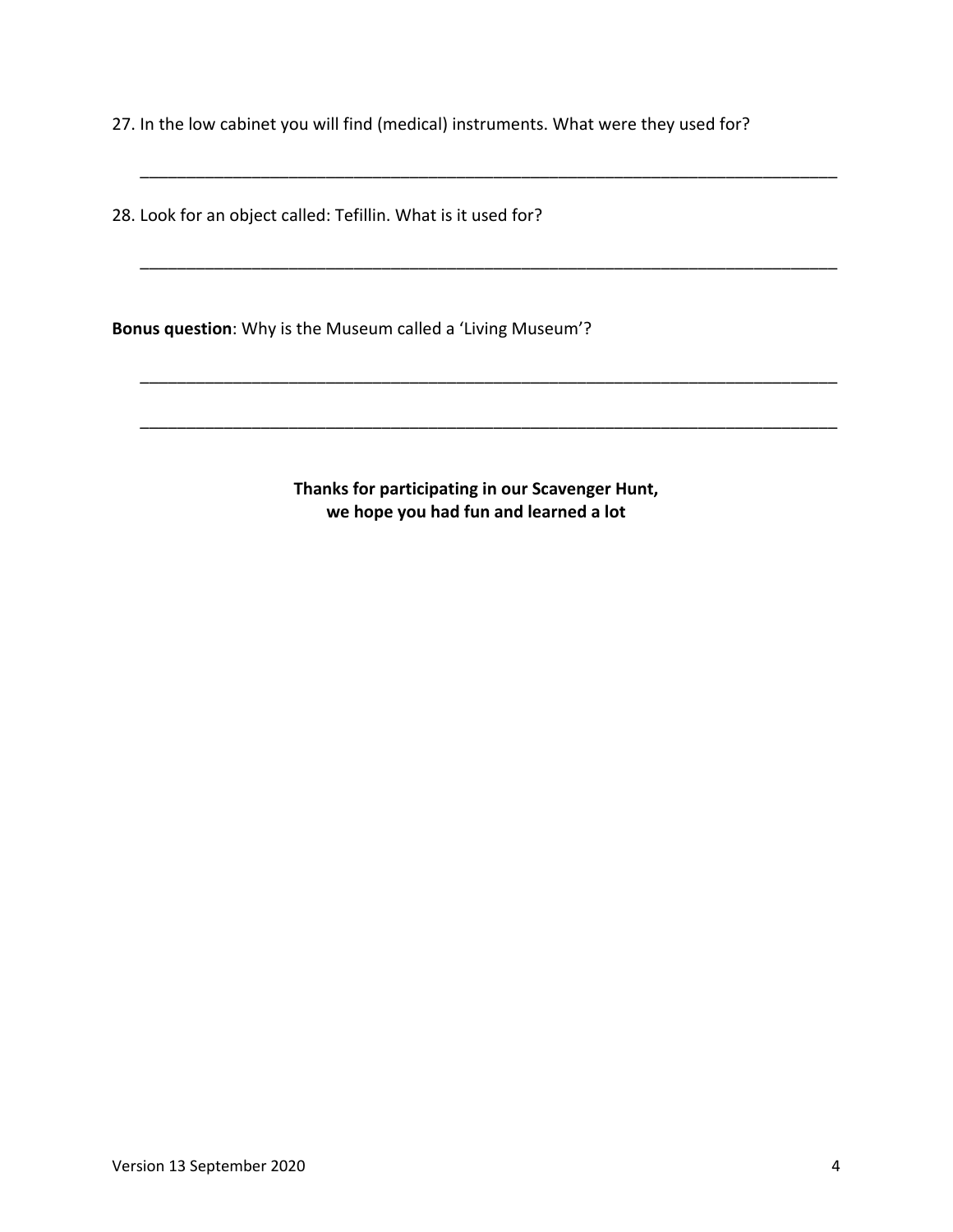27. In the low cabinet you will find (medical) instruments. What were they used for?

______________________________________________________________________________

28. Look for an object called: Tefillin. What is it used for?

______________________________________________________________________________

**Bonus question**: Why is the Museum called a 'Living Museum'?

______________________________________________________________________________

______________________________________________________________________________

**Thanks for participating in our Scavenger Hunt,**
**we hope you had fun and learned a lot**

Version 13 September 2020